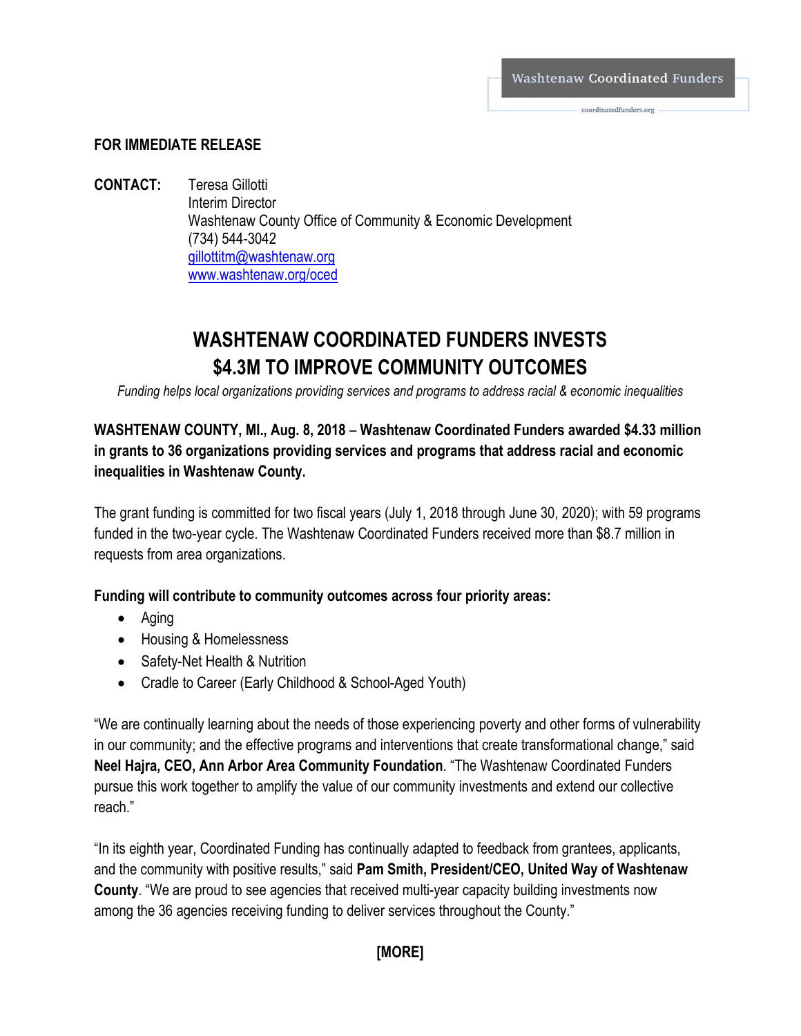Washtenaw Coordinated Funders

coordinatedfunders.org

**FOR IMMEDIATE RELEASE**

**CONTACT:** Teresa Gillotti
Interim Director
Washtenaw County Office of Community & Economic Development
(734) 544-3042
gillottitm@washtenaw.org
www.washtenaw.org/oced

# WASHTENAW COORDINATED FUNDERS INVESTS $4.3M TO IMPROVE COMMUNITY OUTCOMES

*Funding helps local organizations providing services and programs to address racial & economic inequalities*

**WASHTENAW COUNTY, MI., Aug. 8, 2018** – **Washtenaw Coordinated Funders awarded $4.33 million in grants to 36 organizations providing services and programs that address racial and economic inequalities in Washtenaw County.**

The grant funding is committed for two fiscal years (July 1, 2018 through June 30, 2020); with 59 programs funded in the two-year cycle. The Washtenaw Coordinated Funders received more than $8.7 million in requests from area organizations.

**Funding will contribute to community outcomes across four priority areas:**

- Aging
- Housing & Homelessness
- Safety-Net Health & Nutrition
- Cradle to Career (Early Childhood & School-Aged Youth)

"We are continually learning about the needs of those experiencing poverty and other forms of vulnerability in our community; and the effective programs and interventions that create transformational change," said **Neel Hajra, CEO, Ann Arbor Area Community Foundation**. "The Washtenaw Coordinated Funders pursue this work together to amplify the value of our community investments and extend our collective reach."

"In its eighth year, Coordinated Funding has continually adapted to feedback from grantees, applicants, and the community with positive results," said **Pam Smith, President/CEO, United Way of Washtenaw County**. "We are proud to see agencies that received multi-year capacity building investments now among the 36 agencies receiving funding to deliver services throughout the County."

**[MORE]**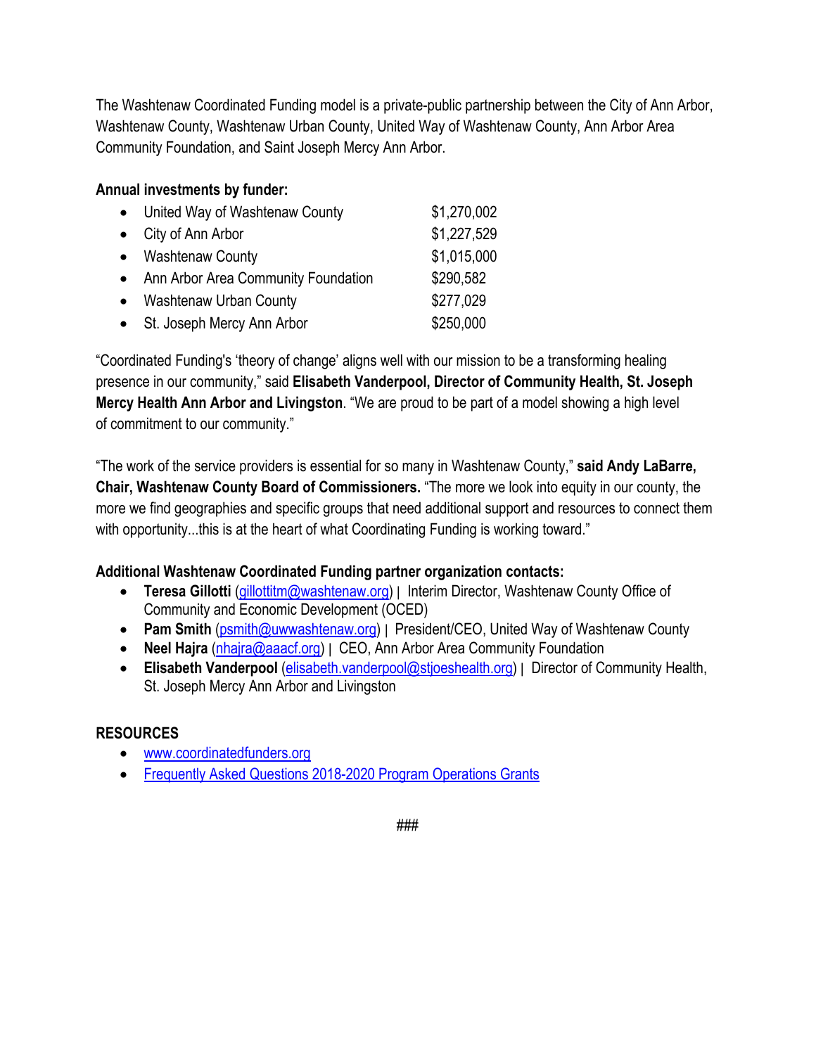The Washtenaw Coordinated Funding model is a private-public partnership between the City of Ann Arbor, Washtenaw County, Washtenaw Urban County, United Way of Washtenaw County, Ann Arbor Area Community Foundation, and Saint Joseph Mercy Ann Arbor.

**Annual investments by funder:**

- United Way of Washtenaw County $1,270,002
- City of Ann Arbor $1,227,529
- Washtenaw County $1,015,000
- Ann Arbor Area Community Foundation $290,582
- Washtenaw Urban County $277,029
- St. Joseph Mercy Ann Arbor $250,000

"Coordinated Funding's 'theory of change' aligns well with our mission to be a transforming healing presence in our community," said **Elisabeth Vanderpool, Director of Community Health, St. Joseph Mercy Health Ann Arbor and Livingston**. "We are proud to be part of a model showing a high level of commitment to our community."

"The work of the service providers is essential for so many in Washtenaw County," **said Andy LaBarre, Chair, Washtenaw County Board of Commissioners.** "The more we look into equity in our county, the more we find geographies and specific groups that need additional support and resources to connect them with opportunity...this is at the heart of what Coordinating Funding is working toward."

**Additional Washtenaw Coordinated Funding partner organization contacts:**

- **Teresa Gillotti** (gillottitm@washtenaw.org) | Interim Director, Washtenaw County Office of Community and Economic Development (OCED)
- **Pam Smith** (psmith@uwwashtenaw.org) | President/CEO, United Way of Washtenaw County
- **Neel Hajra** (nhajra@aaacf.org) | CEO, Ann Arbor Area Community Foundation
- **Elisabeth Vanderpool** (elisabeth.vanderpool@stjoeshealth.org) | Director of Community Health, St. Joseph Mercy Ann Arbor and Livingston

**RESOURCES**

- www.coordinatedfunders.org
- Frequently Asked Questions 2018-2020 Program Operations Grants

###